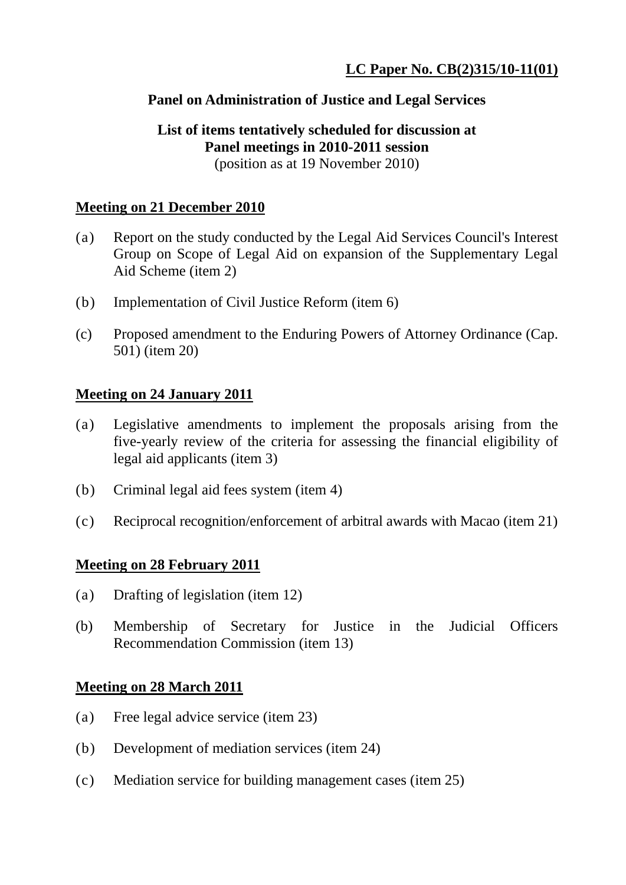**LC Paper No. CB(2)315/10-11(01)**

## Panel on Administration of Justice and Legal Services

### List of items tentatively scheduled for discussion at Panel meetings in 2010-2011 session

(position as at 19 November 2010)

**Meeting on 21 December 2010**

(a) Report on the study conducted by the Legal Aid Services Council's Interest Group on Scope of Legal Aid on expansion of the Supplementary Legal Aid Scheme (item 2)

(b) Implementation of Civil Justice Reform (item 6)

(c) Proposed amendment to the Enduring Powers of Attorney Ordinance (Cap. 501) (item 20)

**Meeting on 24 January 2011**

(a) Legislative amendments to implement the proposals arising from the five-yearly review of the criteria for assessing the financial eligibility of legal aid applicants (item 3)

(b) Criminal legal aid fees system (item 4)

(c) Reciprocal recognition/enforcement of arbitral awards with Macao (item 21)

**Meeting on 28 February 2011**

(a) Drafting of legislation (item 12)

(b) Membership of Secretary for Justice in the Judicial Officers Recommendation Commission (item 13)

**Meeting on 28 March 2011**

(a) Free legal advice service (item 23)

(b) Development of mediation services (item 24)

(c) Mediation service for building management cases (item 25)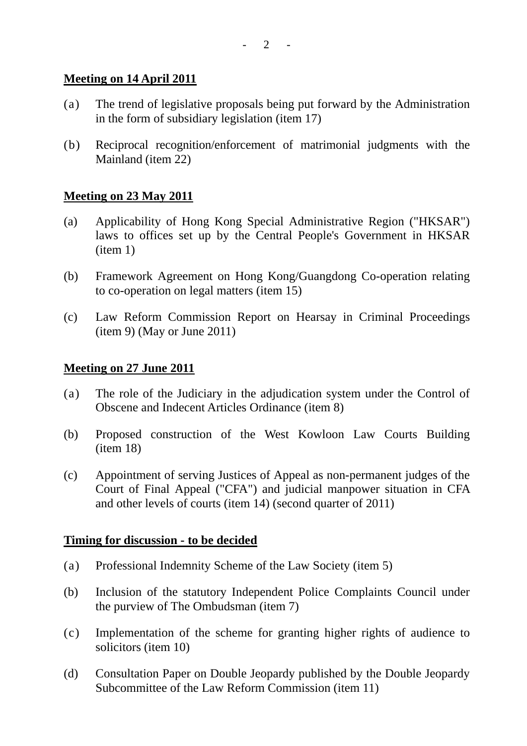**<u>Meeting on 14 April 2011</u>**

(a) The trend of legislative proposals being put forward by the Administration in the form of subsidiary legislation (item 17)

(b) Reciprocal recognition/enforcement of matrimonial judgments with the Mainland (item 22)

**<u>Meeting on 23 May 2011</u>**

(a) Applicability of Hong Kong Special Administrative Region ("HKSAR") laws to offices set up by the Central People's Government in HKSAR (item 1)

(b) Framework Agreement on Hong Kong/Guangdong Co-operation relating to co-operation on legal matters (item 15)

(c) Law Reform Commission Report on Hearsay in Criminal Proceedings (item 9) (May or June 2011)

**<u>Meeting on 27 June 2011</u>**

(a) The role of the Judiciary in the adjudication system under the Control of Obscene and Indecent Articles Ordinance (item 8)

(b) Proposed construction of the West Kowloon Law Courts Building (item 18)

(c) Appointment of serving Justices of Appeal as non-permanent judges of the Court of Final Appeal ("CFA") and judicial manpower situation in CFA and other levels of courts (item 14) (second quarter of 2011)

**<u>Timing for discussion - to be decided</u>**

(a) Professional Indemnity Scheme of the Law Society (item 5)

(b) Inclusion of the statutory Independent Police Complaints Council under the purview of The Ombudsman (item 7)

(c) Implementation of the scheme for granting higher rights of audience to solicitors (item 10)

(d) Consultation Paper on Double Jeopardy published by the Double Jeopardy Subcommittee of the Law Reform Commission (item 11)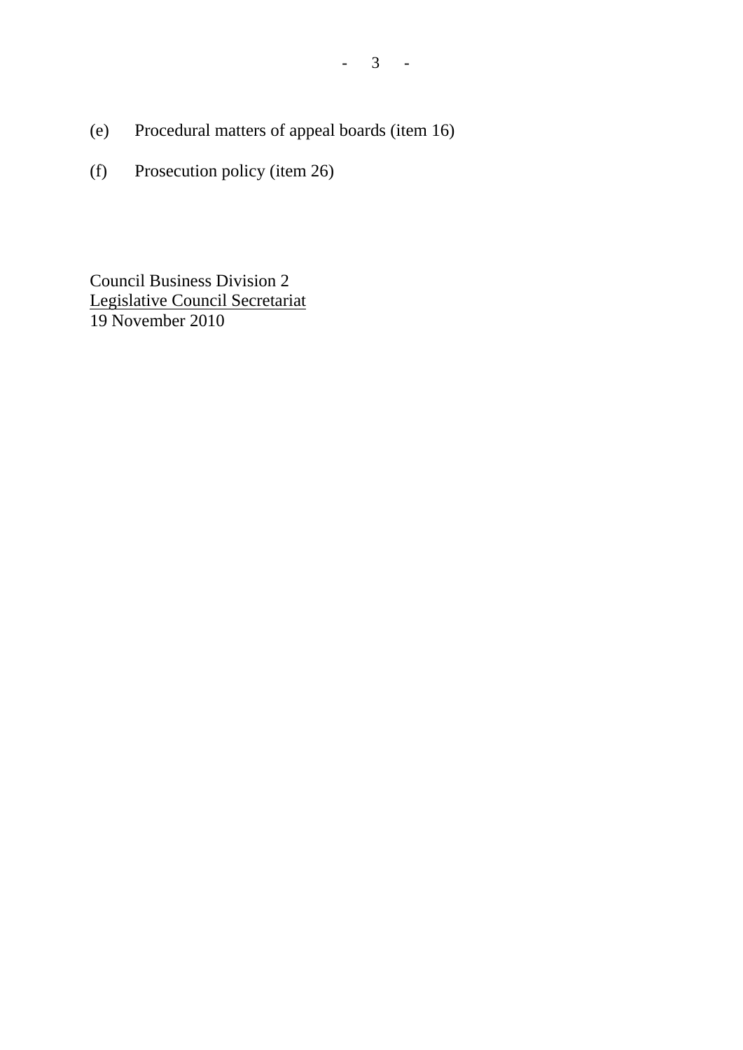(e) Procedural matters of appeal boards (item 16)

(f) Prosecution policy (item 26)

Council Business Division 2
Legislative Council Secretariat
19 November 2010